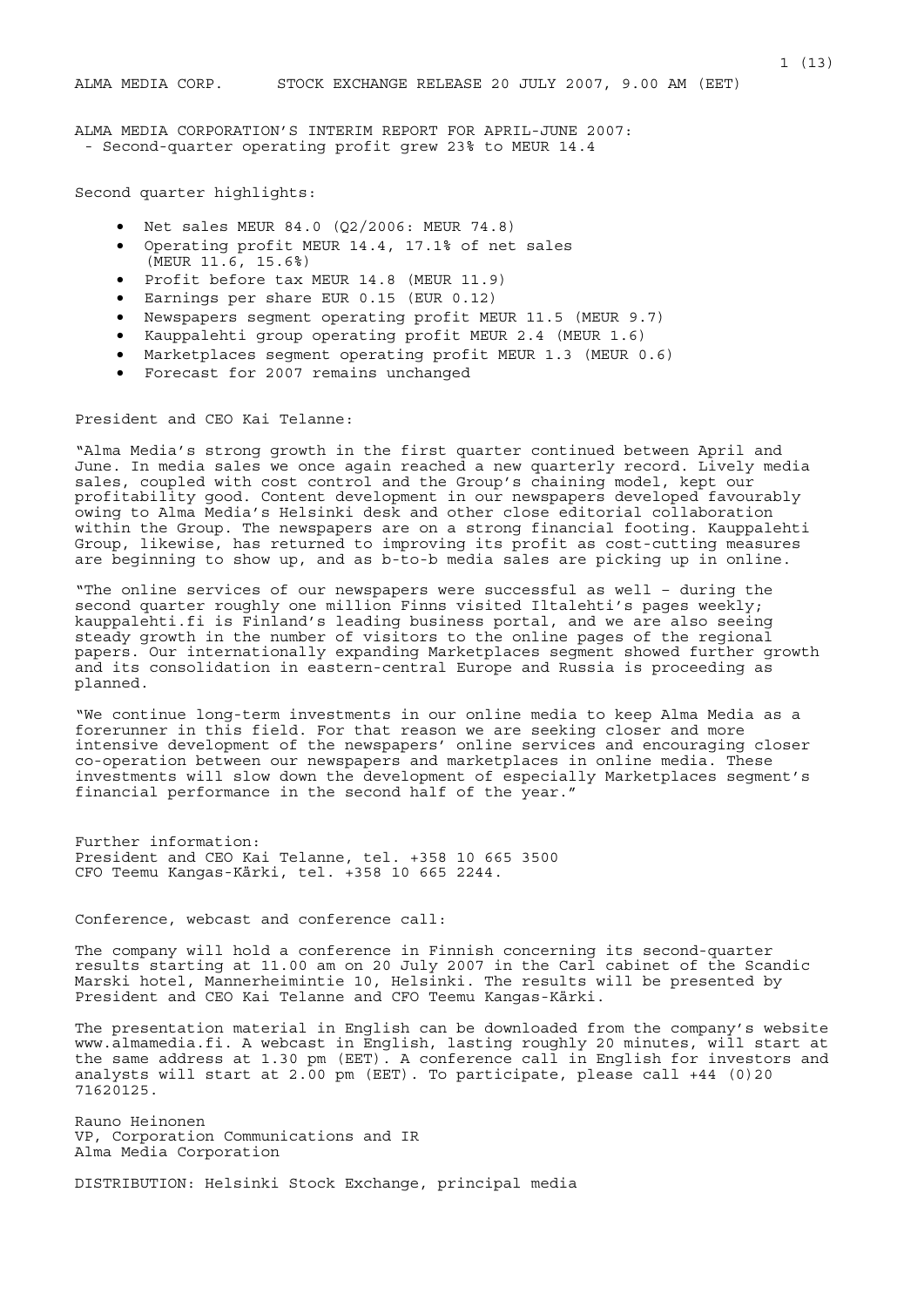ALMA MEDIA CORP.      STOCK EXCHANGE RELEASE 20 JULY 2007, 9.00 AM (EET)

# ALMA MEDIA CORPORATION'S INTERIM REPORT FOR APRIL-JUNE 2007:
- Second-quarter operating profit grew 23% to MEUR 14.4

Second quarter highlights:

- Net sales MEUR 84.0 (Q2/2006: MEUR 74.8)
- Operating profit MEUR 14.4, 17.1% of net sales (MEUR 11.6, 15.6%)
- Profit before tax MEUR 14.8 (MEUR 11.9)
- Earnings per share EUR 0.15 (EUR 0.12)
- Newspapers segment operating profit MEUR 11.5 (MEUR 9.7)
- Kauppalehti group operating profit MEUR 2.4 (MEUR 1.6)
- Marketplaces segment operating profit MEUR 1.3 (MEUR 0.6)
- Forecast for 2007 remains unchanged

President and CEO Kai Telanne:

"Alma Media's strong growth in the first quarter continued between April and June. In media sales we once again reached a new quarterly record. Lively media sales, coupled with cost control and the Group's chaining model, kept our profitability good. Content development in our newspapers developed favourably owing to Alma Media's Helsinki desk and other close editorial collaboration within the Group. The newspapers are on a strong financial footing. Kauppalehti Group, likewise, has returned to improving its profit as cost-cutting measures are beginning to show up, and as b-to-b media sales are picking up in online.

"The online services of our newspapers were successful as well – during the second quarter roughly one million Finns visited Iltalehti's pages weekly; kauppalehti.fi is Finland's leading business portal, and we are also seeing steady growth in the number of visitors to the online pages of the regional papers. Our internationally expanding Marketplaces segment showed further growth and its consolidation in eastern-central Europe and Russia is proceeding as planned.

"We continue long-term investments in our online media to keep Alma Media as a forerunner in this field. For that reason we are seeking closer and more intensive development of the newspapers' online services and encouraging closer co-operation between our newspapers and marketplaces in online media. These investments will slow down the development of especially Marketplaces segment's financial performance in the second half of the year."

Further information:
President and CEO Kai Telanne, tel. +358 10 665 3500
CFO Teemu Kangas-Kärki, tel. +358 10 665 2244.

Conference, webcast and conference call:

The company will hold a conference in Finnish concerning its second-quarter results starting at 11.00 am on 20 July 2007 in the Carl cabinet of the Scandic Marski hotel, Mannerheimintie 10, Helsinki. The results will be presented by President and CEO Kai Telanne and CFO Teemu Kangas-Kärki.

The presentation material in English can be downloaded from the company's website www.almamedia.fi. A webcast in English, lasting roughly 20 minutes, will start at the same address at 1.30 pm (EET). A conference call in English for investors and analysts will start at 2.00 pm (EET). To participate, please call +44 (0)20 71620125.

Rauno Heinonen
VP, Corporation Communications and IR
Alma Media Corporation

DISTRIBUTION: Helsinki Stock Exchange, principal media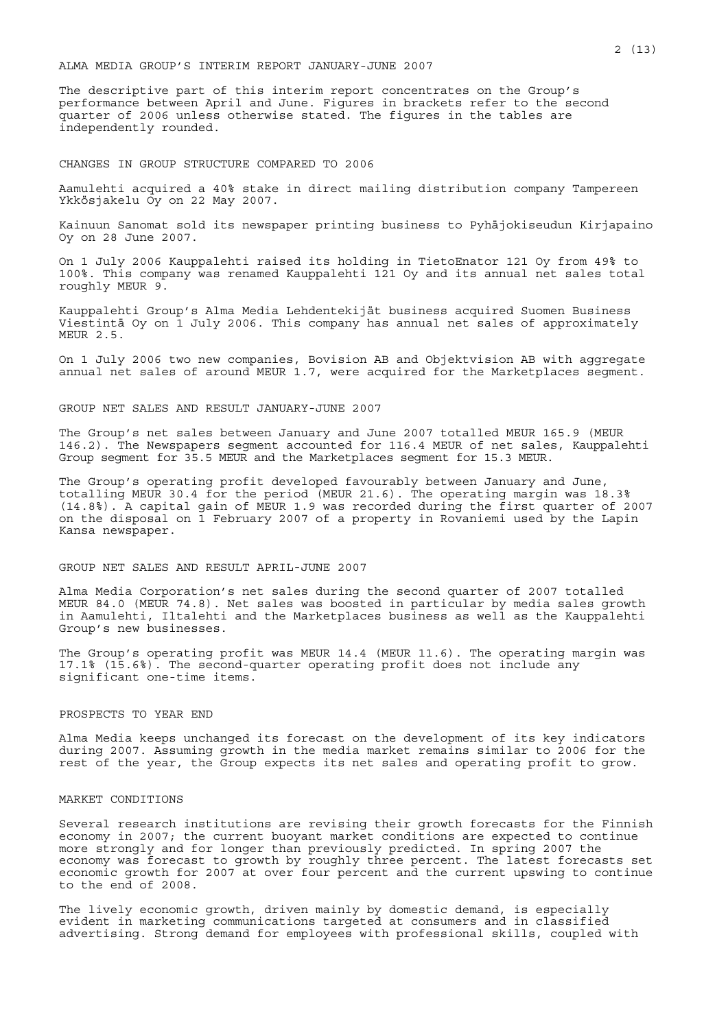# ALMA MEDIA GROUP'S INTERIM REPORT JANUARY-JUNE 2007

The descriptive part of this interim report concentrates on the Group's performance between April and June. Figures in brackets refer to the second quarter of 2006 unless otherwise stated. The figures in the tables are independently rounded.

## CHANGES IN GROUP STRUCTURE COMPARED TO 2006

Aamulehti acquired a 40% stake in direct mailing distribution company Tampereen Ykkösjakelu Oy on 22 May 2007.

Kainuun Sanomat sold its newspaper printing business to Pyhäjokiseudun Kirjapaino Oy on 28 June 2007.

On 1 July 2006 Kauppalehti raised its holding in TietoEnator 121 Oy from 49% to 100%. This company was renamed Kauppalehti 121 Oy and its annual net sales total roughly MEUR 9.

Kauppalehti Group's Alma Media Lehdentekijät business acquired Suomen Business Viestintä Oy on 1 July 2006. This company has annual net sales of approximately MEUR 2.5.

On 1 July 2006 two new companies, Bovision AB and Objektvision AB with aggregate annual net sales of around MEUR 1.7, were acquired for the Marketplaces segment.

## GROUP NET SALES AND RESULT JANUARY-JUNE 2007

The Group's net sales between January and June 2007 totalled MEUR 165.9 (MEUR 146.2). The Newspapers segment accounted for 116.4 MEUR of net sales, Kauppalehti Group segment for 35.5 MEUR and the Marketplaces segment for 15.3 MEUR.

The Group's operating profit developed favourably between January and June, totalling MEUR 30.4 for the period (MEUR 21.6). The operating margin was 18.3% (14.8%). A capital gain of MEUR 1.9 was recorded during the first quarter of 2007 on the disposal on 1 February 2007 of a property in Rovaniemi used by the Lapin Kansa newspaper.

## GROUP NET SALES AND RESULT APRIL-JUNE 2007

Alma Media Corporation's net sales during the second quarter of 2007 totalled MEUR 84.0 (MEUR 74.8). Net sales was boosted in particular by media sales growth in Aamulehti, Iltalehti and the Marketplaces business as well as the Kauppalehti Group's new businesses.

The Group's operating profit was MEUR 14.4 (MEUR 11.6). The operating margin was 17.1% (15.6%). The second-quarter operating profit does not include any significant one-time items.

## PROSPECTS TO YEAR END

Alma Media keeps unchanged its forecast on the development of its key indicators during 2007. Assuming growth in the media market remains similar to 2006 for the rest of the year, the Group expects its net sales and operating profit to grow.

## MARKET CONDITIONS

Several research institutions are revising their growth forecasts for the Finnish economy in 2007; the current buoyant market conditions are expected to continue more strongly and for longer than previously predicted. In spring 2007 the economy was forecast to growth by roughly three percent. The latest forecasts set economic growth for 2007 at over four percent and the current upswing to continue to the end of 2008.

The lively economic growth, driven mainly by domestic demand, is especially evident in marketing communications targeted at consumers and in classified advertising. Strong demand for employees with professional skills, coupled with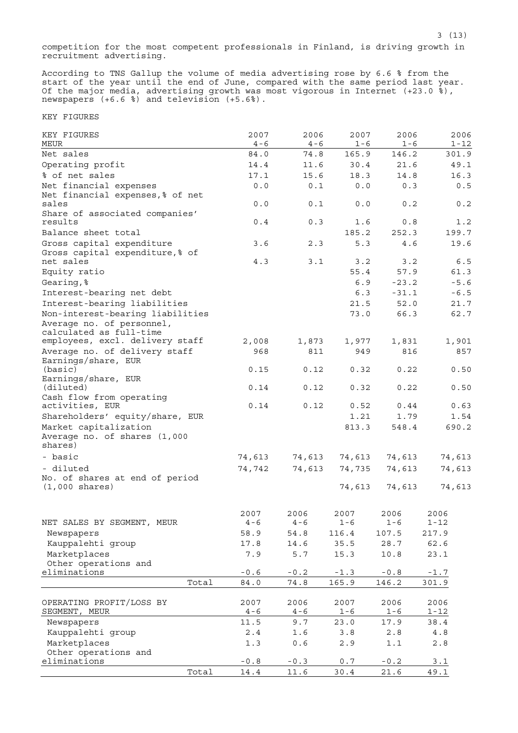competition for the most competent professionals in Finland, is driving growth in recruitment advertising.

According to TNS Gallup the volume of media advertising rose by 6.6 % from the start of the year until the end of June, compared with the same period last year. Of the major media, advertising growth was most vigorous in Internet (+23.0 %), newspapers (+6.6 %) and television (+5.6%).

KEY FIGURES

| KEY FIGURES MEUR | 2007 4-6 | 2006 4-6 | 2007 1-6 | 2006 1-6 | 2006 1-12 |
|---|---|---|---|---|---|
| Net sales | 84.0 | 74.8 | 165.9 | 146.2 | 301.9 |
| Operating profit | 14.4 | 11.6 | 30.4 | 21.6 | 49.1 |
| % of net sales | 17.1 | 15.6 | 18.3 | 14.8 | 16.3 |
| Net financial expenses | 0.0 | 0.1 | 0.0 | 0.3 | 0.5 |
| Net financial expenses,% of net sales | 0.0 | 0.1 | 0.0 | 0.2 | 0.2 |
| Share of associated companies' results | 0.4 | 0.3 | 1.6 | 0.8 | 1.2 |
| Balance sheet total | | | 185.2 | 252.3 | 199.7 |
| Gross capital expenditure | 3.6 | 2.3 | 5.3 | 4.6 | 19.6 |
| Gross capital expenditure,% of net sales | 4.3 | 3.1 | 3.2 | 3.2 | 6.5 |
| Equity ratio | | | 55.4 | 57.9 | 61.3 |
| Gearing,% | | | 6.9 | -23.2 | -5.6 |
| Interest-bearing net debt | | | 6.3 | -31.1 | -6.5 |
| Interest-bearing liabilities | | | 21.5 | 52.0 | 21.7 |
| Non-interest-bearing liabilities | | | 73.0 | 66.3 | 62.7 |
| Average no. of personnel, calculated as full-time employees, excl. delivery staff | 2,008 | 1,873 | 1,977 | 1,831 | 1,901 |
| Average no. of delivery staff | 968 | 811 | 949 | 816 | 857 |
| Earnings/share, EUR (basic) | 0.15 | 0.12 | 0.32 | 0.22 | 0.50 |
| Earnings/share, EUR (diluted) | 0.14 | 0.12 | 0.32 | 0.22 | 0.50 |
| Cash flow from operating activities, EUR | 0.14 | 0.12 | 0.52 | 0.44 | 0.63 |
| Shareholders' equity/share, EUR | | | 1.21 | 1.79 | 1.54 |
| Market capitalization | | | 813.3 | 548.4 | 690.2 |
| Average no. of shares (1,000 shares) | | | | | |
| - basic | 74,613 | 74,613 | 74,613 | 74,613 | 74,613 |
| - diluted | 74,742 | 74,613 | 74,735 | 74,613 | 74,613 |
| No. of shares at end of period (1,000 shares) | | | 74,613 | 74,613 | 74,613 |

| NET SALES BY SEGMENT, MEUR | 2007 4-6 | 2006 4-6 | 2007 1-6 | 2006 1-6 | 2006 1-12 |
|---|---|---|---|---|---|
| Newspapers | 58.9 | 54.8 | 116.4 | 107.5 | 217.9 |
| Kauppalehti group | 17.8 | 14.6 | 35.5 | 28.7 | 62.6 |
| Marketplaces | 7.9 | 5.7 | 15.3 | 10.8 | 23.1 |
| Other operations and eliminations | -0.6 | -0.2 | -1.3 | -0.8 | -1.7 |
| Total | 84.0 | 74.8 | 165.9 | 146.2 | 301.9 |

| OPERATING PROFIT/LOSS BY SEGMENT, MEUR | 2007 4-6 | 2006 4-6 | 2007 1-6 | 2006 1-6 | 2006 1-12 |
|---|---|---|---|---|---|
| Newspapers | 11.5 | 9.7 | 23.0 | 17.9 | 38.4 |
| Kauppalehti group | 2.4 | 1.6 | 3.8 | 2.8 | 4.8 |
| Marketplaces | 1.3 | 0.6 | 2.9 | 1.1 | 2.8 |
| Other operations and eliminations | -0.8 | -0.3 | 0.7 | -0.2 | 3.1 |
| Total | 14.4 | 11.6 | 30.4 | 21.6 | 49.1 |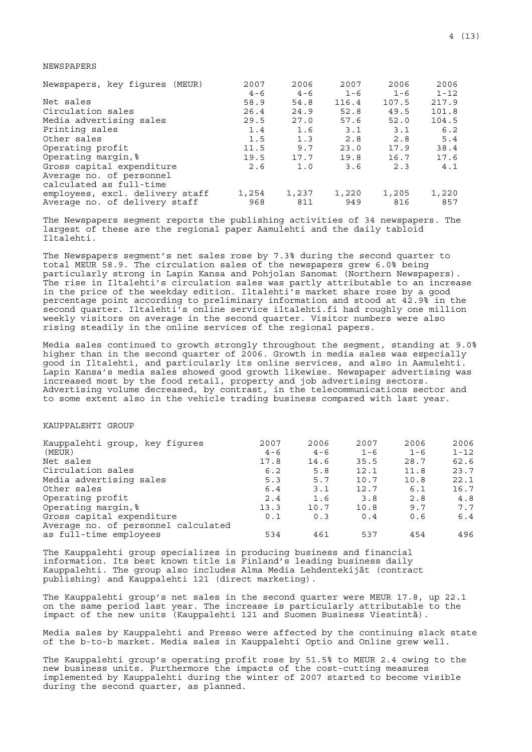## NEWSPAPERS

| Newspapers, key figures (MEUR) | 2007 4-6 | 2006 4-6 | 2007 1-6 | 2006 1-6 | 2006 1-12 |
|---|---|---|---|---|---|
| Net sales | 58.9 | 54.8 | 116.4 | 107.5 | 217.9 |
| Circulation sales | 26.4 | 24.9 | 52.8 | 49.5 | 101.8 |
| Media advertising sales | 29.5 | 27.0 | 57.6 | 52.0 | 104.5 |
| Printing sales | 1.4 | 1.6 | 3.1 | 3.1 | 6.2 |
| Other sales | 1.5 | 1.3 | 2.8 | 2.8 | 5.4 |
| Operating profit | 11.5 | 9.7 | 23.0 | 17.9 | 38.4 |
| Operating margin,% | 19.5 | 17.7 | 19.8 | 16.7 | 17.6 |
| Gross capital expenditure | 2.6 | 1.0 | 3.6 | 2.3 | 4.1 |
| Average no. of personnel calculated as full-time employees, excl. delivery staff | 1,254 | 1,237 | 1,220 | 1,205 | 1,220 |
| Average no. of delivery staff | 968 | 811 | 949 | 816 | 857 |

The Newspapers segment reports the publishing activities of 34 newspapers. The largest of these are the regional paper Aamulehti and the daily tabloid Iltalehti.

The Newspapers segment's net sales rose by 7.3% during the second quarter to total MEUR 58.9. The circulation sales of the newspapers grew 6.0% being particularly strong in Lapin Kansa and Pohjolan Sanomat (Northern Newspapers). The rise in Iltalehti's circulation sales was partly attributable to an increase in the price of the weekday edition. Iltalehti's market share rose by a good percentage point according to preliminary information and stood at 42.9% in the second quarter. Iltalehti's online service iltalehti.fi had roughly one million weekly visitors on average in the second quarter. Visitor numbers were also rising steadily in the online services of the regional papers.

Media sales continued to growth strongly throughout the segment, standing at 9.0% higher than in the second quarter of 2006. Growth in media sales was especially good in Iltalehti, and particularly its online services, and also in Aamulehti. Lapin Kansa's media sales showed good growth likewise. Newspaper advertising was increased most by the food retail, property and job advertising sectors. Advertising volume decreased, by contrast, in the telecommunications sector and to some extent also in the vehicle trading business compared with last year.

## KAUPPALEHTI GROUP

| Kauppalehti group, key figures (MEUR) | 2007 4-6 | 2006 4-6 | 2007 1-6 | 2006 1-6 | 2006 1-12 |
|---|---|---|---|---|---|
| Net sales | 17.8 | 14.6 | 35.5 | 28.7 | 62.6 |
| Circulation sales | 6.2 | 5.8 | 12.1 | 11.8 | 23.7 |
| Media advertising sales | 5.3 | 5.7 | 10.7 | 10.8 | 22.1 |
| Other sales | 6.4 | 3.1 | 12.7 | 6.1 | 16.7 |
| Operating profit | 2.4 | 1.6 | 3.8 | 2.8 | 4.8 |
| Operating margin,% | 13.3 | 10.7 | 10.8 | 9.7 | 7.7 |
| Gross capital expenditure | 0.1 | 0.3 | 0.4 | 0.6 | 6.4 |
| Average no. of personnel calculated as full-time employees | 534 | 461 | 537 | 454 | 496 |

The Kauppalehti group specializes in producing business and financial information. Its best known title is Finland's leading business daily Kauppalehti. The group also includes Alma Media Lehdentekijät (contract publishing) and Kauppalehti 121 (direct marketing).

The Kauppalehti group's net sales in the second quarter were MEUR 17.8, up 22.1 on the same period last year. The increase is particularly attributable to the impact of the new units (Kauppalehti 121 and Suomen Business Viestintä).

Media sales by Kauppalehti and Presso were affected by the continuing slack state of the b-to-b market. Media sales in Kauppalehti Optio and Online grew well.

The Kauppalehti group's operating profit rose by 51.5% to MEUR 2.4 owing to the new business units. Furthermore the impacts of the cost-cutting measures implemented by Kauppalehti during the winter of 2007 started to become visible during the second quarter, as planned.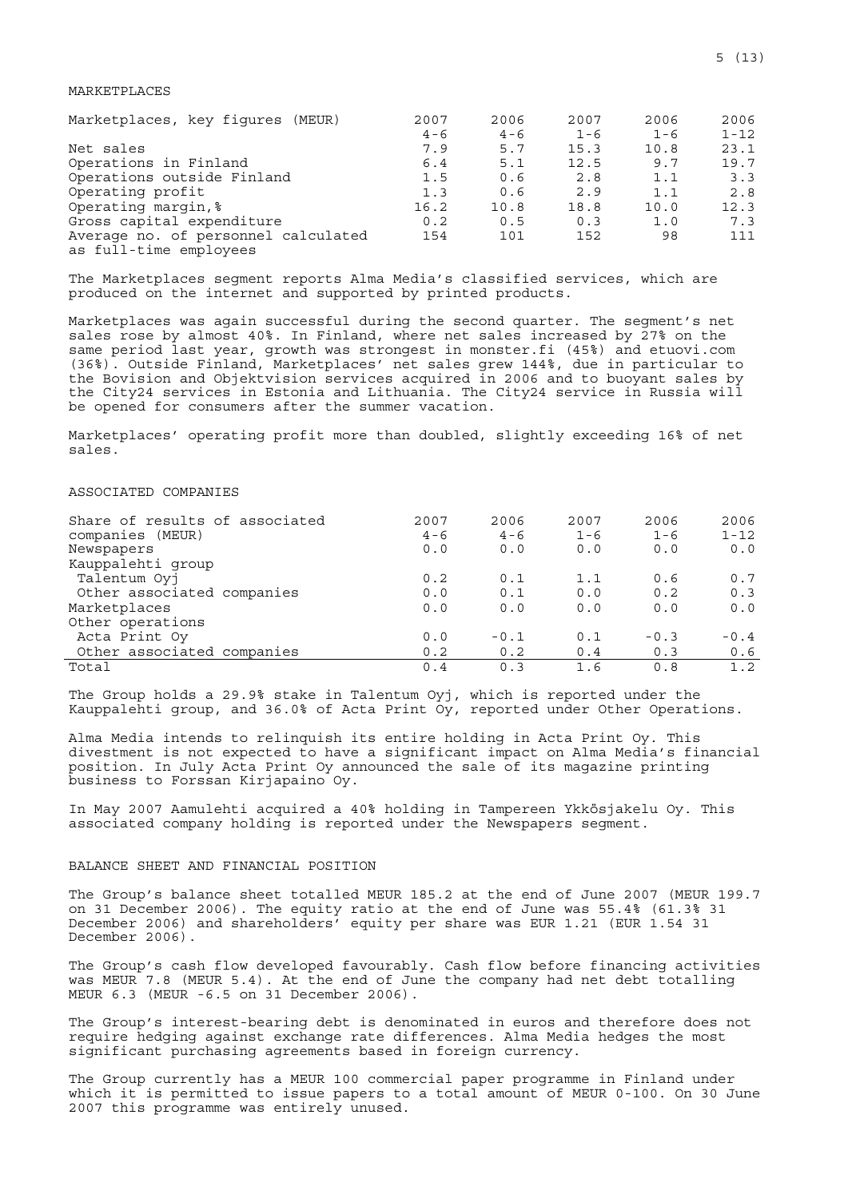## MARKETPLACES

| Marketplaces, key figures (MEUR) | 2007 4-6 | 2006 4-6 | 2007 1-6 | 2006 1-6 | 2006 1-12 |
|---|---|---|---|---|---|
| Net sales | 7.9 | 5.7 | 15.3 | 10.8 | 23.1 |
| Operations in Finland | 6.4 | 5.1 | 12.5 | 9.7 | 19.7 |
| Operations outside Finland | 1.5 | 0.6 | 2.8 | 1.1 | 3.3 |
| Operating profit | 1.3 | 0.6 | 2.9 | 1.1 | 2.8 |
| Operating margin,% | 16.2 | 10.8 | 18.8 | 10.0 | 12.3 |
| Gross capital expenditure | 0.2 | 0.5 | 0.3 | 1.0 | 7.3 |
| Average no. of personnel calculated as full-time employees | 154 | 101 | 152 | 98 | 111 |

The Marketplaces segment reports Alma Media's classified services, which are produced on the internet and supported by printed products.

Marketplaces was again successful during the second quarter. The segment's net sales rose by almost 40%. In Finland, where net sales increased by 27% on the same period last year, growth was strongest in monster.fi (45%) and etuovi.com (36%). Outside Finland, Marketplaces' net sales grew 144%, due in particular to the Bovision and Objektvision services acquired in 2006 and to buoyant sales by the City24 services in Estonia and Lithuania. The City24 service in Russia will be opened for consumers after the summer vacation.

Marketplaces' operating profit more than doubled, slightly exceeding 16% of net sales.

## ASSOCIATED COMPANIES

| Share of results of associated companies (MEUR) | 2007 4-6 | 2006 4-6 | 2007 1-6 | 2006 1-6 | 2006 1-12 |
|---|---|---|---|---|---|
| Newspapers | 0.0 | 0.0 | 0.0 | 0.0 | 0.0 |
| Kauppalehti group | | | | | |
| Talentum Oyj | 0.2 | 0.1 | 1.1 | 0.6 | 0.7 |
| Other associated companies | 0.0 | 0.1 | 0.0 | 0.2 | 0.3 |
| Marketplaces | 0.0 | 0.0 | 0.0 | 0.0 | 0.0 |
| Other operations | | | | | |
| Acta Print Oy | 0.0 | -0.1 | 0.1 | -0.3 | -0.4 |
| Other associated companies | 0.2 | 0.2 | 0.4 | 0.3 | 0.6 |
| Total | 0.4 | 0.3 | 1.6 | 0.8 | 1.2 |

The Group holds a 29.9% stake in Talentum Oyj, which is reported under the Kauppalehti group, and 36.0% of Acta Print Oy, reported under Other Operations.

Alma Media intends to relinquish its entire holding in Acta Print Oy. This divestment is not expected to have a significant impact on Alma Media's financial position. In July Acta Print Oy announced the sale of its magazine printing business to Forssan Kirjapaino Oy.

In May 2007 Aamulehti acquired a 40% holding in Tampereen Ykkösjakelu Oy. This associated company holding is reported under the Newspapers segment.

## BALANCE SHEET AND FINANCIAL POSITION

The Group's balance sheet totalled MEUR 185.2 at the end of June 2007 (MEUR 199.7 on 31 December 2006). The equity ratio at the end of June was 55.4% (61.3% 31 December 2006) and shareholders' equity per share was EUR 1.21 (EUR 1.54 31 December 2006).

The Group's cash flow developed favourably. Cash flow before financing activities was MEUR 7.8 (MEUR 5.4). At the end of June the company had net debt totalling MEUR 6.3 (MEUR -6.5 on 31 December 2006).

The Group's interest-bearing debt is denominated in euros and therefore does not require hedging against exchange rate differences. Alma Media hedges the most significant purchasing agreements based in foreign currency.

The Group currently has a MEUR 100 commercial paper programme in Finland under which it is permitted to issue papers to a total amount of MEUR 0-100. On 30 June 2007 this programme was entirely unused.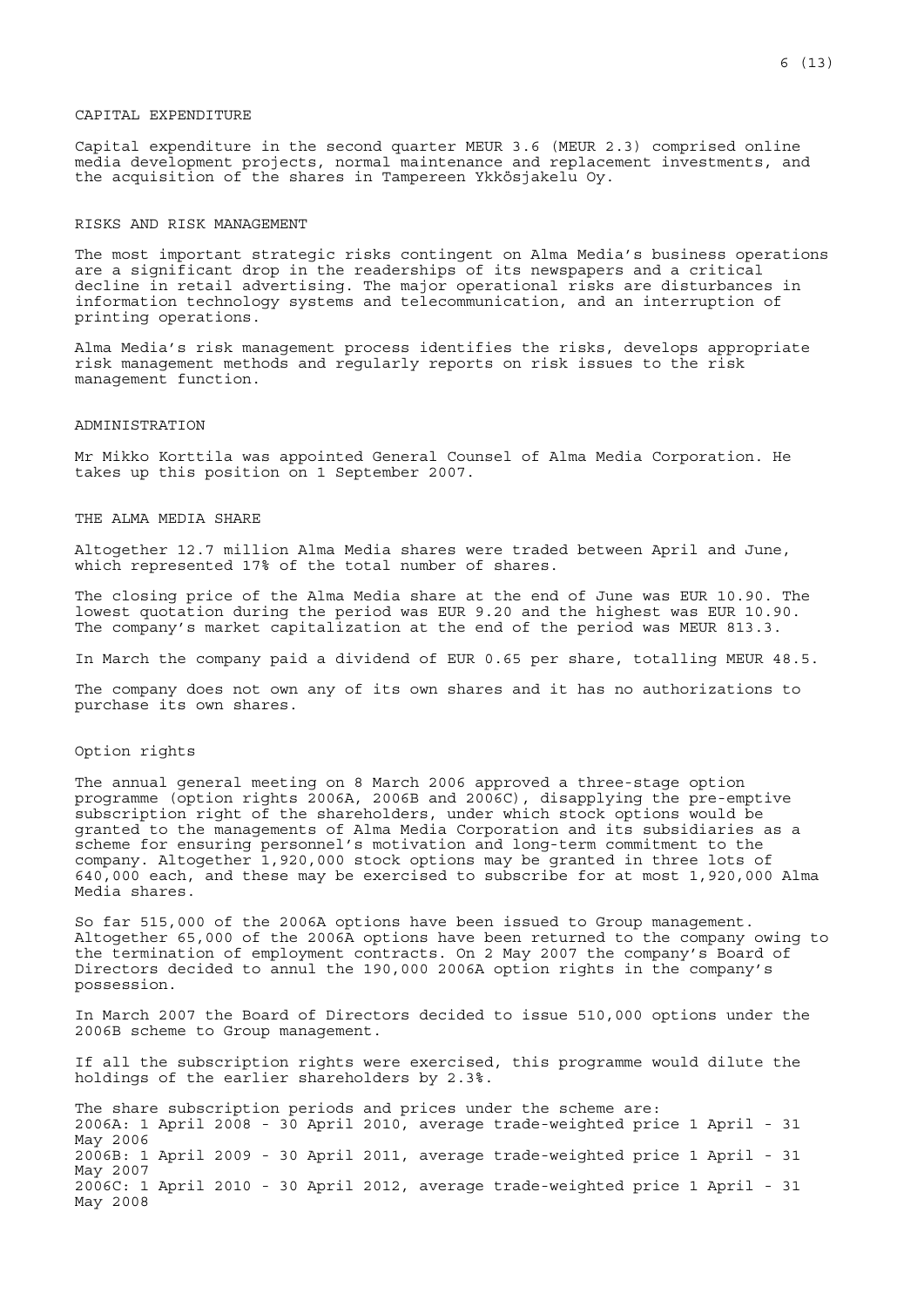## CAPITAL EXPENDITURE

Capital expenditure in the second quarter MEUR 3.6 (MEUR 2.3) comprised online media development projects, normal maintenance and replacement investments, and the acquisition of the shares in Tampereen Ykkösjakelu Oy.

## RISKS AND RISK MANAGEMENT

The most important strategic risks contingent on Alma Media's business operations are a significant drop in the readerships of its newspapers and a critical decline in retail advertising. The major operational risks are disturbances in information technology systems and telecommunication, and an interruption of printing operations.

Alma Media's risk management process identifies the risks, develops appropriate risk management methods and regularly reports on risk issues to the risk management function.

## ADMINISTRATION

Mr Mikko Korttila was appointed General Counsel of Alma Media Corporation. He takes up this position on 1 September 2007.

## THE ALMA MEDIA SHARE

Altogether 12.7 million Alma Media shares were traded between April and June, which represented 17% of the total number of shares.

The closing price of the Alma Media share at the end of June was EUR 10.90. The lowest quotation during the period was EUR 9.20 and the highest was EUR 10.90. The company's market capitalization at the end of the period was MEUR 813.3.

In March the company paid a dividend of EUR 0.65 per share, totalling MEUR 48.5.

The company does not own any of its own shares and it has no authorizations to purchase its own shares.

### Option rights

The annual general meeting on 8 March 2006 approved a three-stage option programme (option rights 2006A, 2006B and 2006C), disapplying the pre-emptive subscription right of the shareholders, under which stock options would be granted to the managements of Alma Media Corporation and its subsidiaries as a scheme for ensuring personnel's motivation and long-term commitment to the company. Altogether 1,920,000 stock options may be granted in three lots of 640,000 each, and these may be exercised to subscribe for at most 1,920,000 Alma Media shares.

So far 515,000 of the 2006A options have been issued to Group management. Altogether 65,000 of the 2006A options have been returned to the company owing to the termination of employment contracts. On 2 May 2007 the company's Board of Directors decided to annul the 190,000 2006A option rights in the company's possession.

In March 2007 the Board of Directors decided to issue 510,000 options under the 2006B scheme to Group management.

If all the subscription rights were exercised, this programme would dilute the holdings of the earlier shareholders by 2.3%.

The share subscription periods and prices under the scheme are:
2006A: 1 April 2008 - 30 April 2010, average trade-weighted price 1 April - 31 May 2006
2006B: 1 April 2009 - 30 April 2011, average trade-weighted price 1 April - 31 May 2007
2006C: 1 April 2010 - 30 April 2012, average trade-weighted price 1 April - 31 May 2008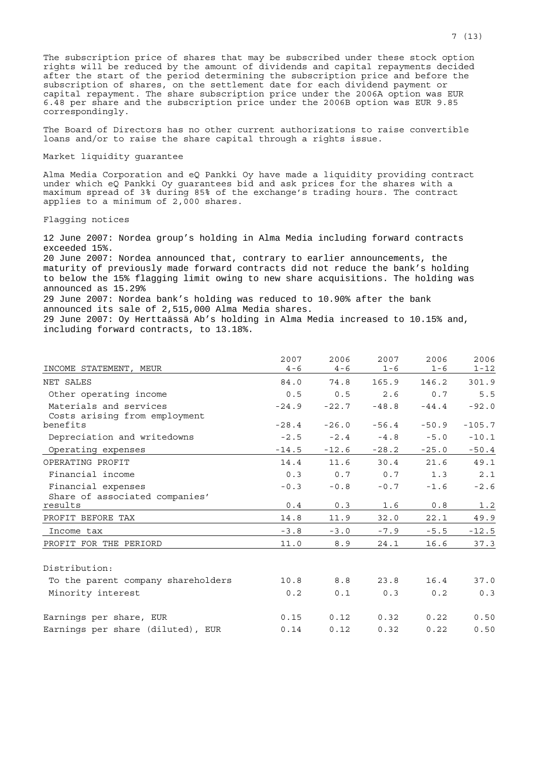The subscription price of shares that may be subscribed under these stock option rights will be reduced by the amount of dividends and capital repayments decided after the start of the period determining the subscription price and before the subscription of shares, on the settlement date for each dividend payment or capital repayment. The share subscription price under the 2006A option was EUR 6.48 per share and the subscription price under the 2006B option was EUR 9.85 correspondingly.

The Board of Directors has no other current authorizations to raise convertible loans and/or to raise the share capital through a rights issue.

Market liquidity guarantee

Alma Media Corporation and eQ Pankki Oy have made a liquidity providing contract under which eQ Pankki Oy guarantees bid and ask prices for the shares with a maximum spread of 3% during 85% of the exchange's trading hours. The contract applies to a minimum of 2,000 shares.

Flagging notices

12 June 2007: Nordea group's holding in Alma Media including forward contracts exceeded 15%.
20 June 2007: Nordea announced that, contrary to earlier announcements, the maturity of previously made forward contracts did not reduce the bank's holding to below the 15% flagging limit owing to new share acquisitions. The holding was announced as 15.29%
29 June 2007: Nordea bank's holding was reduced to 10.90% after the bank announced its sale of 2,515,000 Alma Media shares.
29 June 2007: Oy Herttaässä Ab's holding in Alma Media increased to 10.15% and, including forward contracts, to 13.18%.

| INCOME STATEMENT, MEUR | 2007 4-6 | 2006 4-6 | 2007 1-6 | 2006 1-6 | 2006 1-12 |
|---|---|---|---|---|---|
| NET SALES | 84.0 | 74.8 | 165.9 | 146.2 | 301.9 |
| Other operating income | 0.5 | 0.5 | 2.6 | 0.7 | 5.5 |
| Materials and services | -24.9 | -22.7 | -48.8 | -44.4 | -92.0 |
| Costs arising from employment benefits | -28.4 | -26.0 | -56.4 | -50.9 | -105.7 |
| Depreciation and writedowns | -2.5 | -2.4 | -4.8 | -5.0 | -10.1 |
| Operating expenses | -14.5 | -12.6 | -28.2 | -25.0 | -50.4 |
| OPERATING PROFIT | 14.4 | 11.6 | 30.4 | 21.6 | 49.1 |
| Financial income | 0.3 | 0.7 | 0.7 | 1.3 | 2.1 |
| Financial expenses | -0.3 | -0.8 | -0.7 | -1.6 | -2.6 |
| Share of associated companies' results | 0.4 | 0.3 | 1.6 | 0.8 | 1.2 |
| PROFIT BEFORE TAX | 14.8 | 11.9 | 32.0 | 22.1 | 49.9 |
| Income tax | -3.8 | -3.0 | -7.9 | -5.5 | -12.5 |
| PROFIT FOR THE PERIORD | 11.0 | 8.9 | 24.1 | 16.6 | 37.3 |
| | | | | | |
| Distribution: | | | | | |
| To the parent company shareholders | 10.8 | 8.8 | 23.8 | 16.4 | 37.0 |
| Minority interest | 0.2 | 0.1 | 0.3 | 0.2 | 0.3 |
| | | | | | |
| Earnings per share, EUR | 0.15 | 0.12 | 0.32 | 0.22 | 0.50 |
| Earnings per share (diluted), EUR | 0.14 | 0.12 | 0.32 | 0.22 | 0.50 |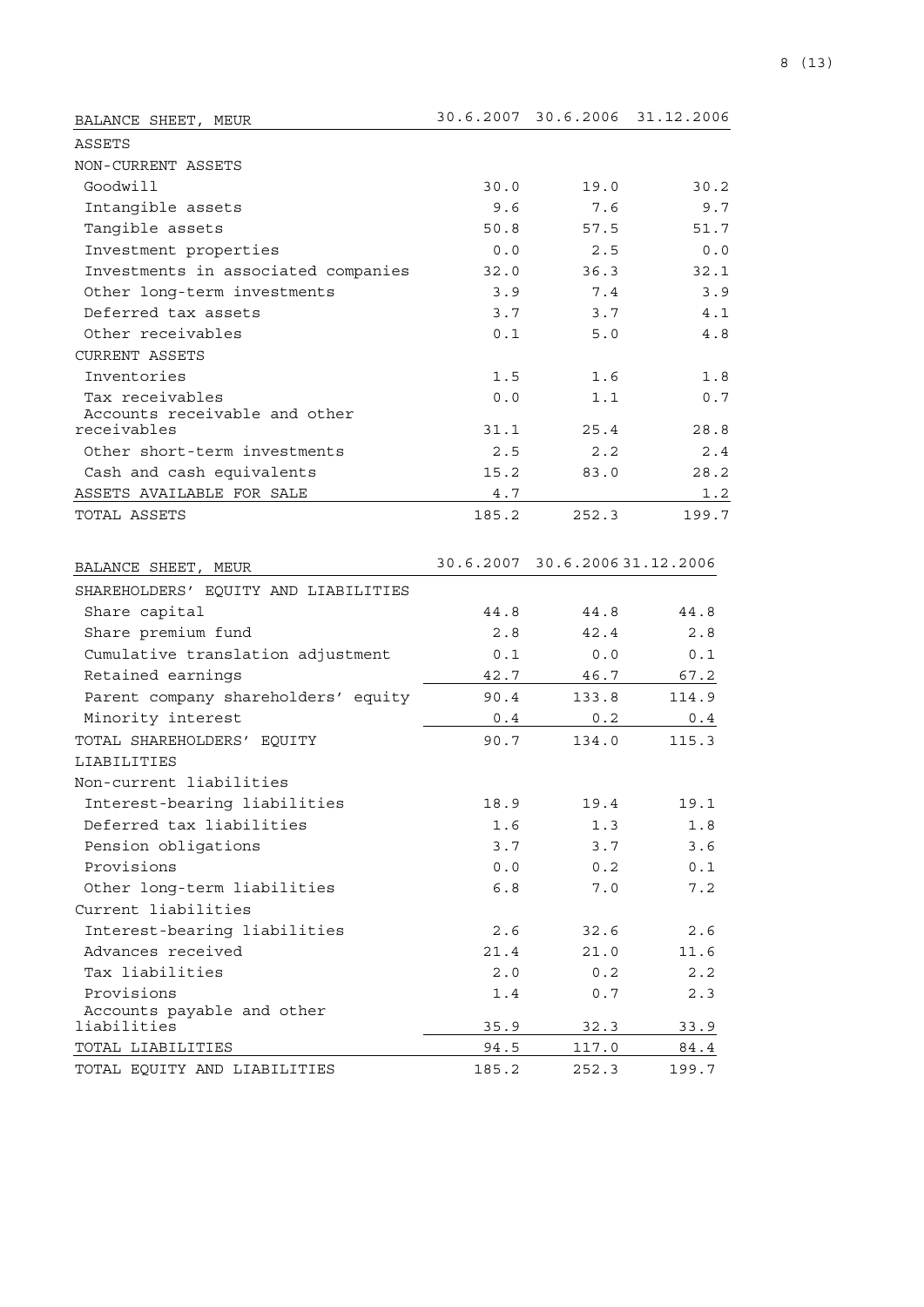| BALANCE SHEET, MEUR | 30.6.2007 | 30.6.2006 | 31.12.2006 |
|---|---|---|---|
| ASSETS | | | |
| NON-CURRENT ASSETS | | | |
| Goodwill | 30.0 | 19.0 | 30.2 |
| Intangible assets | 9.6 | 7.6 | 9.7 |
| Tangible assets | 50.8 | 57.5 | 51.7 |
| Investment properties | 0.0 | 2.5 | 0.0 |
| Investments in associated companies | 32.0 | 36.3 | 32.1 |
| Other long-term investments | 3.9 | 7.4 | 3.9 |
| Deferred tax assets | 3.7 | 3.7 | 4.1 |
| Other receivables | 0.1 | 5.0 | 4.8 |
| CURRENT ASSETS | | | |
| Inventories | 1.5 | 1.6 | 1.8 |
| Tax receivables | 0.0 | 1.1 | 0.7 |
| Accounts receivable and other receivables | 31.1 | 25.4 | 28.8 |
| Other short-term investments | 2.5 | 2.2 | 2.4 |
| Cash and cash equivalents | 15.2 | 83.0 | 28.2 |
| ASSETS AVAILABLE FOR SALE | 4.7 | | 1.2 |
| TOTAL ASSETS | 185.2 | 252.3 | 199.7 |

| BALANCE SHEET, MEUR | 30.6.2007 | 30.6.2006 | 31.12.2006 |
|---|---|---|---|
| SHAREHOLDERS' EQUITY AND LIABILITIES | | | |
| Share capital | 44.8 | 44.8 | 44.8 |
| Share premium fund | 2.8 | 42.4 | 2.8 |
| Cumulative translation adjustment | 0.1 | 0.0 | 0.1 |
| Retained earnings | 42.7 | 46.7 | 67.2 |
| Parent company shareholders' equity | 90.4 | 133.8 | 114.9 |
| Minority interest | 0.4 | 0.2 | 0.4 |
| TOTAL SHAREHOLDERS' EQUITY | 90.7 | 134.0 | 115.3 |
| LIABILITIES | | | |
| Non-current liabilities | | | |
| Interest-bearing liabilities | 18.9 | 19.4 | 19.1 |
| Deferred tax liabilities | 1.6 | 1.3 | 1.8 |
| Pension obligations | 3.7 | 3.7 | 3.6 |
| Provisions | 0.0 | 0.2 | 0.1 |
| Other long-term liabilities | 6.8 | 7.0 | 7.2 |
| Current liabilities | | | |
| Interest-bearing liabilities | 2.6 | 32.6 | 2.6 |
| Advances received | 21.4 | 21.0 | 11.6 |
| Tax liabilities | 2.0 | 0.2 | 2.2 |
| Provisions | 1.4 | 0.7 | 2.3 |
| Accounts payable and other liabilities | 35.9 | 32.3 | 33.9 |
| TOTAL LIABILITIES | 94.5 | 117.0 | 84.4 |
| TOTAL EQUITY AND LIABILITIES | 185.2 | 252.3 | 199.7 |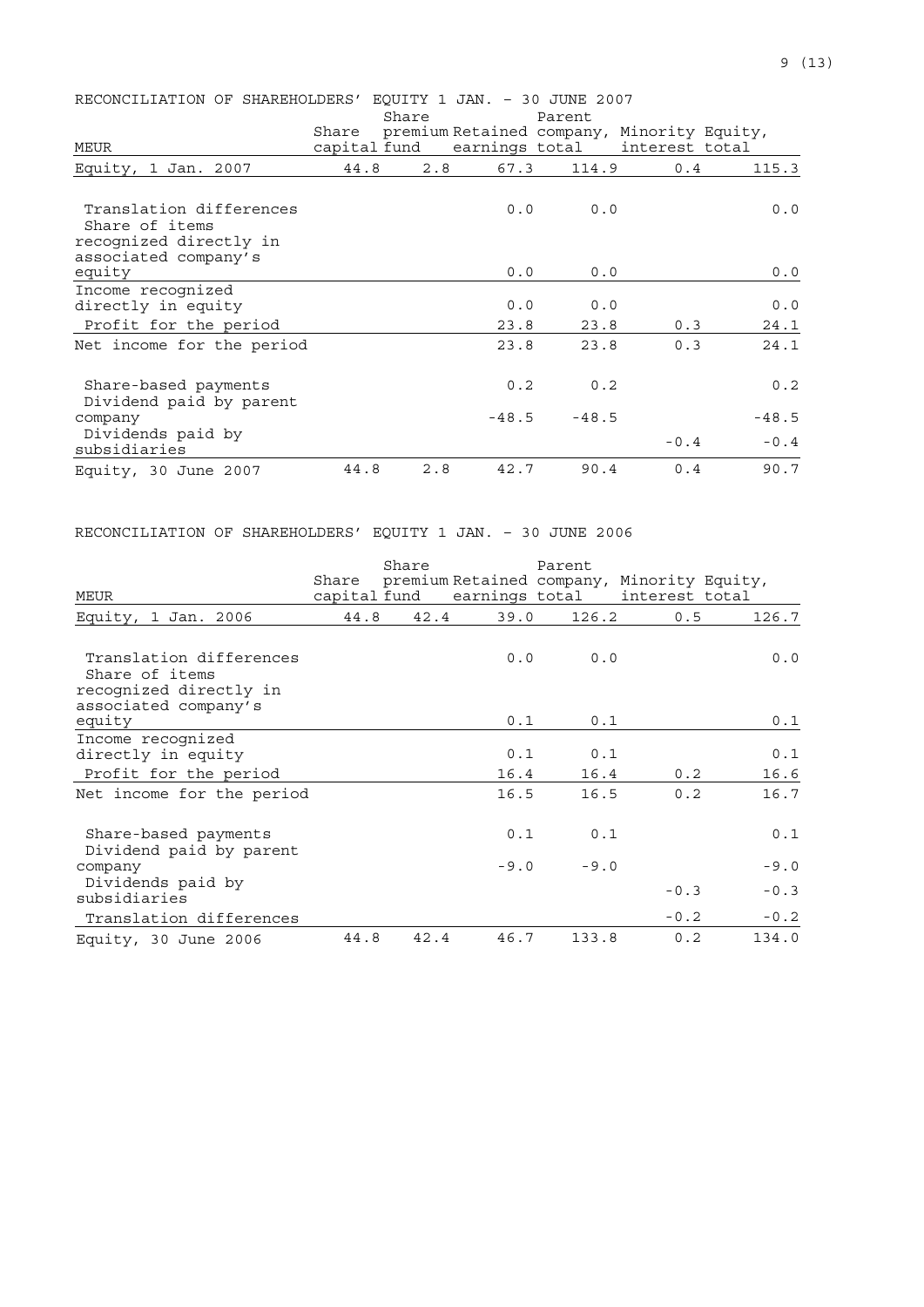RECONCILIATION OF SHAREHOLDERS' EQUITY 1 JAN. – 30 JUNE 2007

| MEUR | Share capital | Share premium fund | Retained earnings | Parent company, total | Minority interest | Equity, total |
|---|---|---|---|---|---|---|
| Equity, 1 Jan. 2007 | 44.8 | 2.8 | 67.3 | 114.9 | 0.4 | 115.3 |
| Translation differences | | | 0.0 | 0.0 | | 0.0 |
| Share of items recognized directly in associated company's equity | | | 0.0 | 0.0 | | 0.0 |
| Income recognized directly in equity | | | 0.0 | 0.0 | | 0.0 |
| Profit for the period | | | 23.8 | 23.8 | 0.3 | 24.1 |
| Net income for the period | | | 23.8 | 23.8 | 0.3 | 24.1 |
| Share-based payments | | | 0.2 | 0.2 | | 0.2 |
| Dividend paid by parent company | | | -48.5 | -48.5 | | -48.5 |
| Dividends paid by subsidiaries | | | | | -0.4 | -0.4 |
| Equity, 30 June 2007 | 44.8 | 2.8 | 42.7 | 90.4 | 0.4 | 90.7 |

RECONCILIATION OF SHAREHOLDERS' EQUITY 1 JAN. – 30 JUNE 2006

| MEUR | Share capital | Share premium fund | Retained earnings | Parent company, total | Minority interest | Equity, total |
|---|---|---|---|---|---|---|
| Equity, 1 Jan. 2006 | 44.8 | 42.4 | 39.0 | 126.2 | 0.5 | 126.7 |
| Translation differences | | | 0.0 | 0.0 | | 0.0 |
| Share of items recognized directly in associated company's equity | | | 0.1 | 0.1 | | 0.1 |
| Income recognized directly in equity | | | 0.1 | 0.1 | | 0.1 |
| Profit for the period | | | 16.4 | 16.4 | 0.2 | 16.6 |
| Net income for the period | | | 16.5 | 16.5 | 0.2 | 16.7 |
| Share-based payments | | | 0.1 | 0.1 | | 0.1 |
| Dividend paid by parent company | | | -9.0 | -9.0 | | -9.0 |
| Dividends paid by subsidiaries | | | | | -0.3 | -0.3 |
| Translation differences | | | | | -0.2 | -0.2 |
| Equity, 30 June 2006 | 44.8 | 42.4 | 46.7 | 133.8 | 0.2 | 134.0 |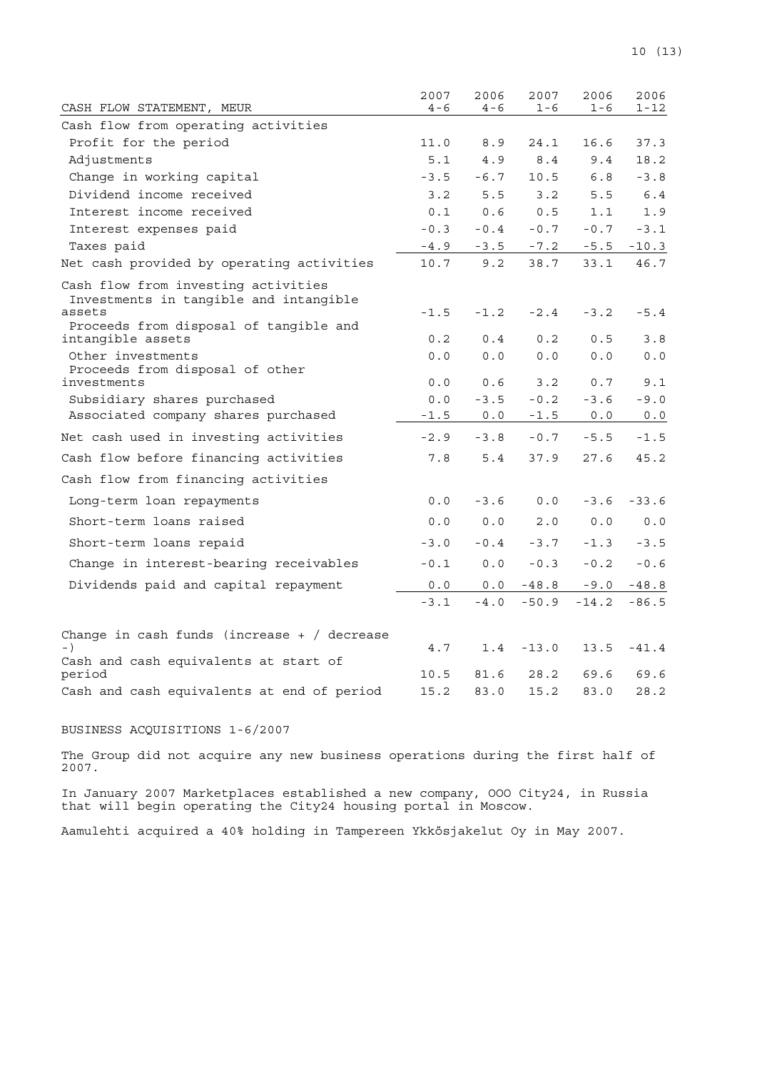| CASH FLOW STATEMENT, MEUR | 2007 4-6 | 2006 4-6 | 2007 1-6 | 2006 1-6 | 2006 1-12 |
|---|---|---|---|---|---|
| Cash flow from operating activities | | | | | |
| Profit for the period | 11.0 | 8.9 | 24.1 | 16.6 | 37.3 |
| Adjustments | 5.1 | 4.9 | 8.4 | 9.4 | 18.2 |
| Change in working capital | -3.5 | -6.7 | 10.5 | 6.8 | -3.8 |
| Dividend income received | 3.2 | 5.5 | 3.2 | 5.5 | 6.4 |
| Interest income received | 0.1 | 0.6 | 0.5 | 1.1 | 1.9 |
| Interest expenses paid | -0.3 | -0.4 | -0.7 | -0.7 | -3.1 |
| Taxes paid | -4.9 | -3.5 | -7.2 | -5.5 | -10.3 |
| Net cash provided by operating activities | 10.7 | 9.2 | 38.7 | 33.1 | 46.7 |
| Cash flow from investing activities | | | | | |
| Investments in tangible and intangible assets | -1.5 | -1.2 | -2.4 | -3.2 | -5.4 |
| Proceeds from disposal of tangible and intangible assets | 0.2 | 0.4 | 0.2 | 0.5 | 3.8 |
| Other investments | 0.0 | 0.0 | 0.0 | 0.0 | 0.0 |
| Proceeds from disposal of other investments | 0.0 | 0.6 | 3.2 | 0.7 | 9.1 |
| Subsidiary shares purchased | 0.0 | -3.5 | -0.2 | -3.6 | -9.0 |
| Associated company shares purchased | -1.5 | 0.0 | -1.5 | 0.0 | 0.0 |
| Net cash used in investing activities | -2.9 | -3.8 | -0.7 | -5.5 | -1.5 |
| Cash flow before financing activities | 7.8 | 5.4 | 37.9 | 27.6 | 45.2 |
| Cash flow from financing activities | | | | | |
| Long-term loan repayments | 0.0 | -3.6 | 0.0 | -3.6 | -33.6 |
| Short-term loans raised | 0.0 | 0.0 | 2.0 | 0.0 | 0.0 |
| Short-term loans repaid | -3.0 | -0.4 | -3.7 | -1.3 | -3.5 |
| Change in interest-bearing receivables | -0.1 | 0.0 | -0.3 | -0.2 | -0.6 |
| Dividends paid and capital repayment | 0.0 | 0.0 | -48.8 | -9.0 | -48.8 |
| | -3.1 | -4.0 | -50.9 | -14.2 | -86.5 |
| Change in cash funds (increase + / decrease -) | 4.7 | 1.4 | -13.0 | 13.5 | -41.4 |
| Cash and cash equivalents at start of period | 10.5 | 81.6 | 28.2 | 69.6 | 69.6 |
| Cash and cash equivalents at end of period | 15.2 | 83.0 | 15.2 | 83.0 | 28.2 |

BUSINESS ACQUISITIONS 1-6/2007

The Group did not acquire any new business operations during the first half of 2007.

In January 2007 Marketplaces established a new company, OOO City24, in Russia that will begin operating the City24 housing portal in Moscow.

Aamulehti acquired a 40% holding in Tampereen Ykkösjakelut Oy in May 2007.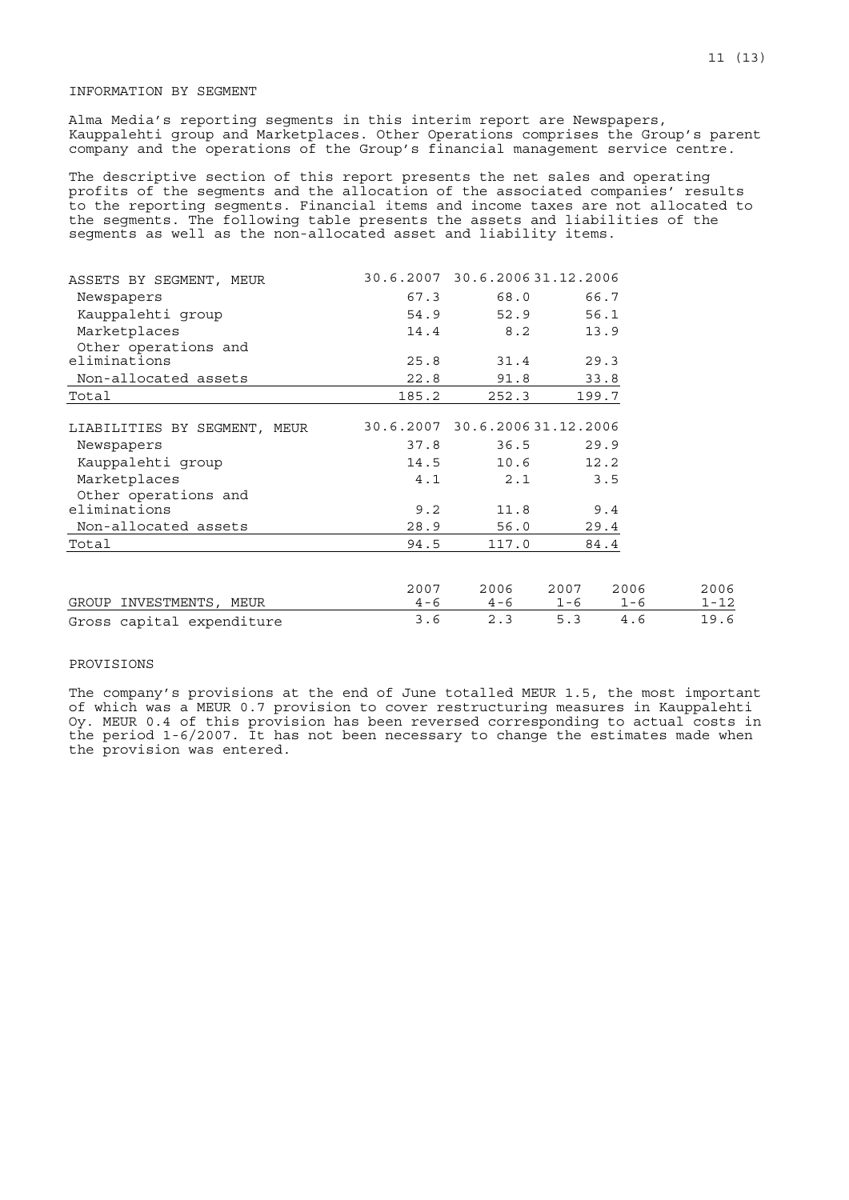## INFORMATION BY SEGMENT

Alma Media's reporting segments in this interim report are Newspapers, Kauppalehti group and Marketplaces. Other Operations comprises the Group's parent company and the operations of the Group's financial management service centre.

The descriptive section of this report presents the net sales and operating profits of the segments and the allocation of the associated companies' results to the reporting segments. Financial items and income taxes are not allocated to the segments. The following table presents the assets and liabilities of the segments as well as the non-allocated asset and liability items.

| ASSETS BY SEGMENT, MEUR | 30.6.2007 | 30.6.2006 | 31.12.2006 |
|---|---|---|---|
| Newspapers | 67.3 | 68.0 | 66.7 |
| Kauppalehti group | 54.9 | 52.9 | 56.1 |
| Marketplaces | 14.4 | 8.2 | 13.9 |
| Other operations and eliminations | 25.8 | 31.4 | 29.3 |
| Non-allocated assets | 22.8 | 91.8 | 33.8 |
| Total | 185.2 | 252.3 | 199.7 |

| LIABILITIES BY SEGMENT, MEUR | 30.6.2007 | 30.6.2006 | 31.12.2006 |
|---|---|---|---|
| Newspapers | 37.8 | 36.5 | 29.9 |
| Kauppalehti group | 14.5 | 10.6 | 12.2 |
| Marketplaces | 4.1 | 2.1 | 3.5 |
| Other operations and eliminations | 9.2 | 11.8 | 9.4 |
| Non-allocated assets | 28.9 | 56.0 | 29.4 |
| Total | 94.5 | 117.0 | 84.4 |

| GROUP INVESTMENTS, MEUR | 2007 4-6 | 2006 4-6 | 2007 1-6 | 2006 1-6 | 2006 1-12 |
|---|---|---|---|---|---|
| Gross capital expenditure | 3.6 | 2.3 | 5.3 | 4.6 | 19.6 |

## PROVISIONS

The company's provisions at the end of June totalled MEUR 1.5, the most important of which was a MEUR 0.7 provision to cover restructuring measures in Kauppalehti Oy. MEUR 0.4 of this provision has been reversed corresponding to actual costs in the period 1-6/2007. It has not been necessary to change the estimates made when the provision was entered.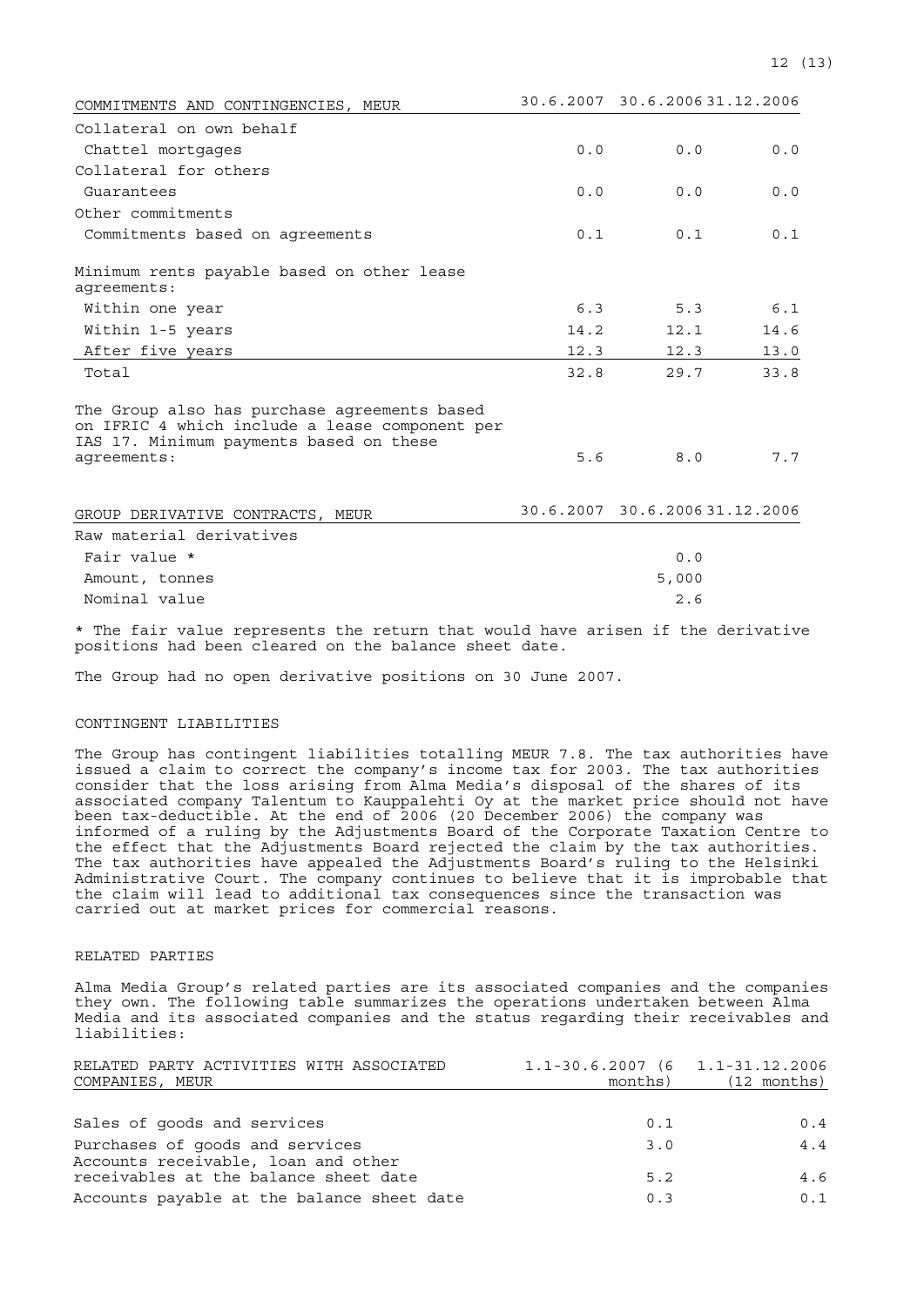| COMMITMENTS AND CONTINGENCIES, MEUR | 30.6.2007 | 30.6.2006 | 31.12.2006 |
|---|---|---|---|
| Collateral on own behalf | | | |
| Chattel mortgages | 0.0 | 0.0 | 0.0 |
| Collateral for others | | | |
| Guarantees | 0.0 | 0.0 | 0.0 |
| Other commitments | | | |
| Commitments based on agreements | 0.1 | 0.1 | 0.1 |
| Minimum rents payable based on other lease agreements: | | | |
| Within one year | 6.3 | 5.3 | 6.1 |
| Within 1-5 years | 14.2 | 12.1 | 14.6 |
| After five years | 12.3 | 12.3 | 13.0 |
| Total | 32.8 | 29.7 | 33.8 |
| The Group also has purchase agreements based on IFRIC 4 which include a lease component per IAS 17. Minimum payments based on these agreements: | 5.6 | 8.0 | 7.7 |

| GROUP DERIVATIVE CONTRACTS, MEUR | 30.6.2007 | 30.6.2006 | 31.12.2006 |
|---|---|---|---|
| Raw material derivatives | | | |
| Fair value * | | 0.0 | |
| Amount, tonnes | | 5,000 | |
| Nominal value | | 2.6 | |

* The fair value represents the return that would have arisen if the derivative positions had been cleared on the balance sheet date.

The Group had no open derivative positions on 30 June 2007.

## CONTINGENT LIABILITIES

The Group has contingent liabilities totalling MEUR 7.8. The tax authorities have issued a claim to correct the company's income tax for 2003. The tax authorities consider that the loss arising from Alma Media's disposal of the shares of its associated company Talentum to Kauppalehti Oy at the market price should not have been tax-deductible. At the end of 2006 (20 December 2006) the company was informed of a ruling by the Adjustments Board of the Corporate Taxation Centre to the effect that the Adjustments Board rejected the claim by the tax authorities. The tax authorities have appealed the Adjustments Board's ruling to the Helsinki Administrative Court. The company continues to believe that it is improbable that the claim will lead to additional tax consequences since the transaction was carried out at market prices for commercial reasons.

## RELATED PARTIES

Alma Media Group's related parties are its associated companies and the companies they own. The following table summarizes the operations undertaken between Alma Media and its associated companies and the status regarding their receivables and liabilities:

| RELATED PARTY ACTIVITIES WITH ASSOCIATED COMPANIES, MEUR | 1.1-30.6.2007 (6 months) | 1.1-31.12.2006 (12 months) |
|---|---|---|
| Sales of goods and services | 0.1 | 0.4 |
| Purchases of goods and services | 3.0 | 4.4 |
| Accounts receivable, loan and other receivables at the balance sheet date | 5.2 | 4.6 |
| Accounts payable at the balance sheet date | 0.3 | 0.1 |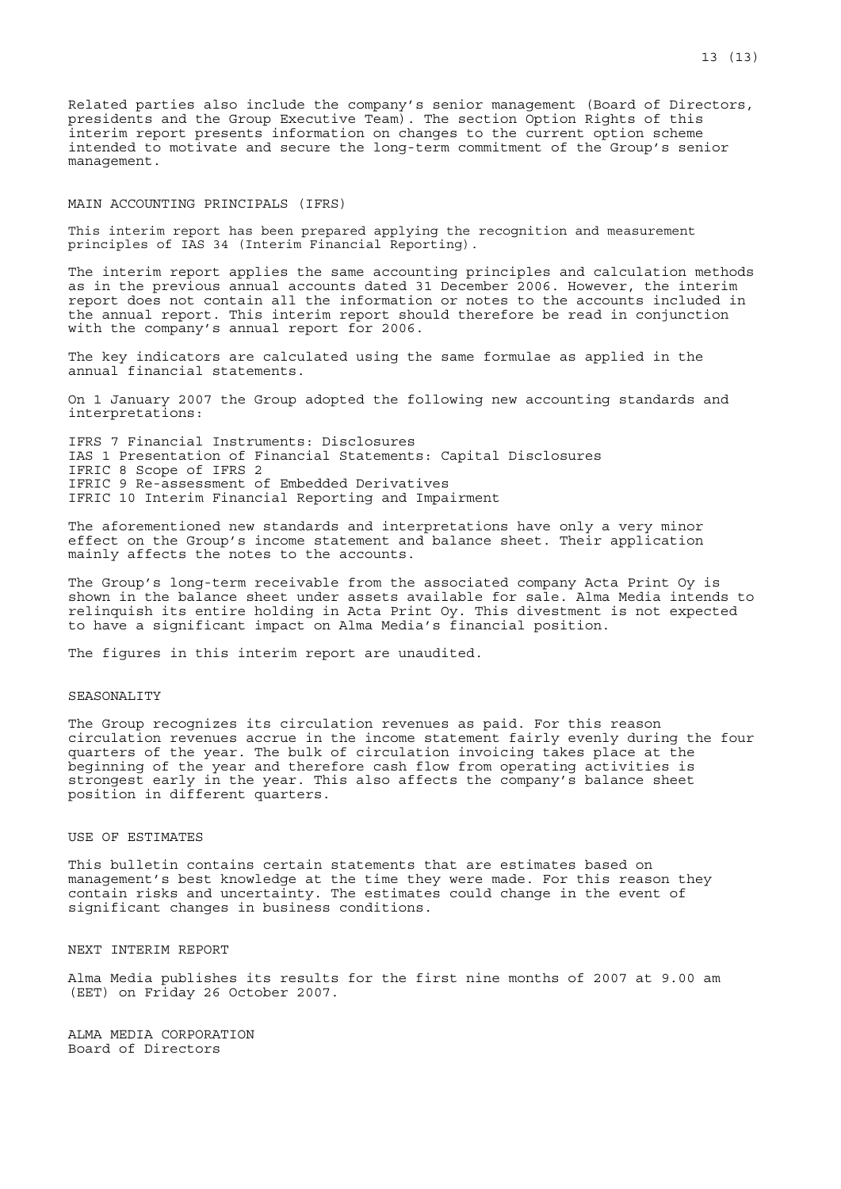Related parties also include the company's senior management (Board of Directors, presidents and the Group Executive Team). The section Option Rights of this interim report presents information on changes to the current option scheme intended to motivate and secure the long-term commitment of the Group's senior management.

## MAIN ACCOUNTING PRINCIPALS (IFRS)

This interim report has been prepared applying the recognition and measurement principles of IAS 34 (Interim Financial Reporting).

The interim report applies the same accounting principles and calculation methods as in the previous annual accounts dated 31 December 2006. However, the interim report does not contain all the information or notes to the accounts included in the annual report. This interim report should therefore be read in conjunction with the company's annual report for 2006.

The key indicators are calculated using the same formulae as applied in the annual financial statements.

On 1 January 2007 the Group adopted the following new accounting standards and interpretations:

IFRS 7 Financial Instruments: Disclosures
IAS 1 Presentation of Financial Statements: Capital Disclosures
IFRIC 8 Scope of IFRS 2
IFRIC 9 Re-assessment of Embedded Derivatives
IFRIC 10 Interim Financial Reporting and Impairment

The aforementioned new standards and interpretations have only a very minor effect on the Group's income statement and balance sheet. Their application mainly affects the notes to the accounts.

The Group's long-term receivable from the associated company Acta Print Oy is shown in the balance sheet under assets available for sale. Alma Media intends to relinquish its entire holding in Acta Print Oy. This divestment is not expected to have a significant impact on Alma Media's financial position.

The figures in this interim report are unaudited.

## SEASONALITY

The Group recognizes its circulation revenues as paid. For this reason circulation revenues accrue in the income statement fairly evenly during the four quarters of the year. The bulk of circulation invoicing takes place at the beginning of the year and therefore cash flow from operating activities is strongest early in the year. This also affects the company's balance sheet position in different quarters.

## USE OF ESTIMATES

This bulletin contains certain statements that are estimates based on management's best knowledge at the time they were made. For this reason they contain risks and uncertainty. The estimates could change in the event of significant changes in business conditions.

## NEXT INTERIM REPORT

Alma Media publishes its results for the first nine months of 2007 at 9.00 am (EET) on Friday 26 October 2007.

ALMA MEDIA CORPORATION
Board of Directors